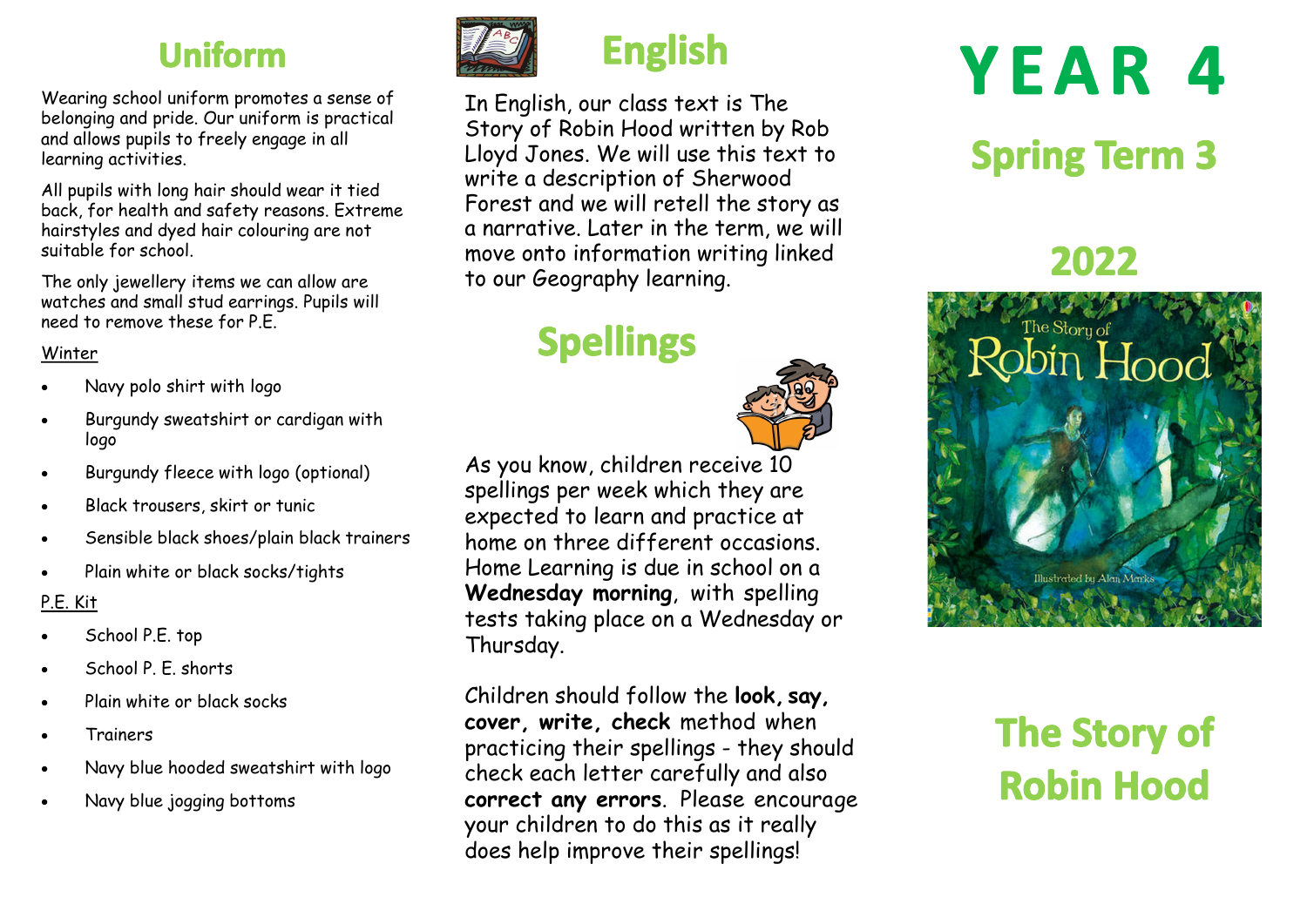## Uniform

Wearing school uniform promotes a sense of belonging and pride. Our uniform is practical and allows pupils to freely engage in all learning activities.

All pupils with long hair should wear it tied back, for health and safety reasons. Extreme hairstyles and dyed hair colouring are not suitable for school.

The only jewellery items we can allow are watches and small stud earrings. Pupils will need to remove these for P.E.

Winter

- Navy polo shirt with logo
- Burgundy sweatshirt or cardigan with logo
- Burgundy fleece with logo (optional)
- Black trousers, skirt or tunic
- Sensible black shoes/plain black trainers
- Plain white or black socks/tights

P.E. Kit

- School P.E. top
- School P. E. shorts
- Plain white or black socks
- Trainers
- Navy blue hooded sweatshirt with logo
- Navy blue jogging bottoms

## English

In English, our class text is The Story of Robin Hood written by Rob Lloyd Jones. We will use this text to write a description of Sherwood Forest and we will retell the story as a narrative. Later in the term, we will move onto information writing linked to our Geography learning.

## Spellings

As you know, children receive 10 spellings per week which they are expected to learn and practice at home on three different occasions. Home Learning is due in school on a **Wednesday morning**, with spelling tests taking place on a Wednesday or Thursday.

Children should follow the **look, say, cover, write, check** method when practicing their spellings - they should check each letter carefully and also **correct any errors**. Please encourage your children to do this as it really does help improve their spellings!

# YEAR 4

## Spring Term 3

## 2022

## The Story of Robin Hood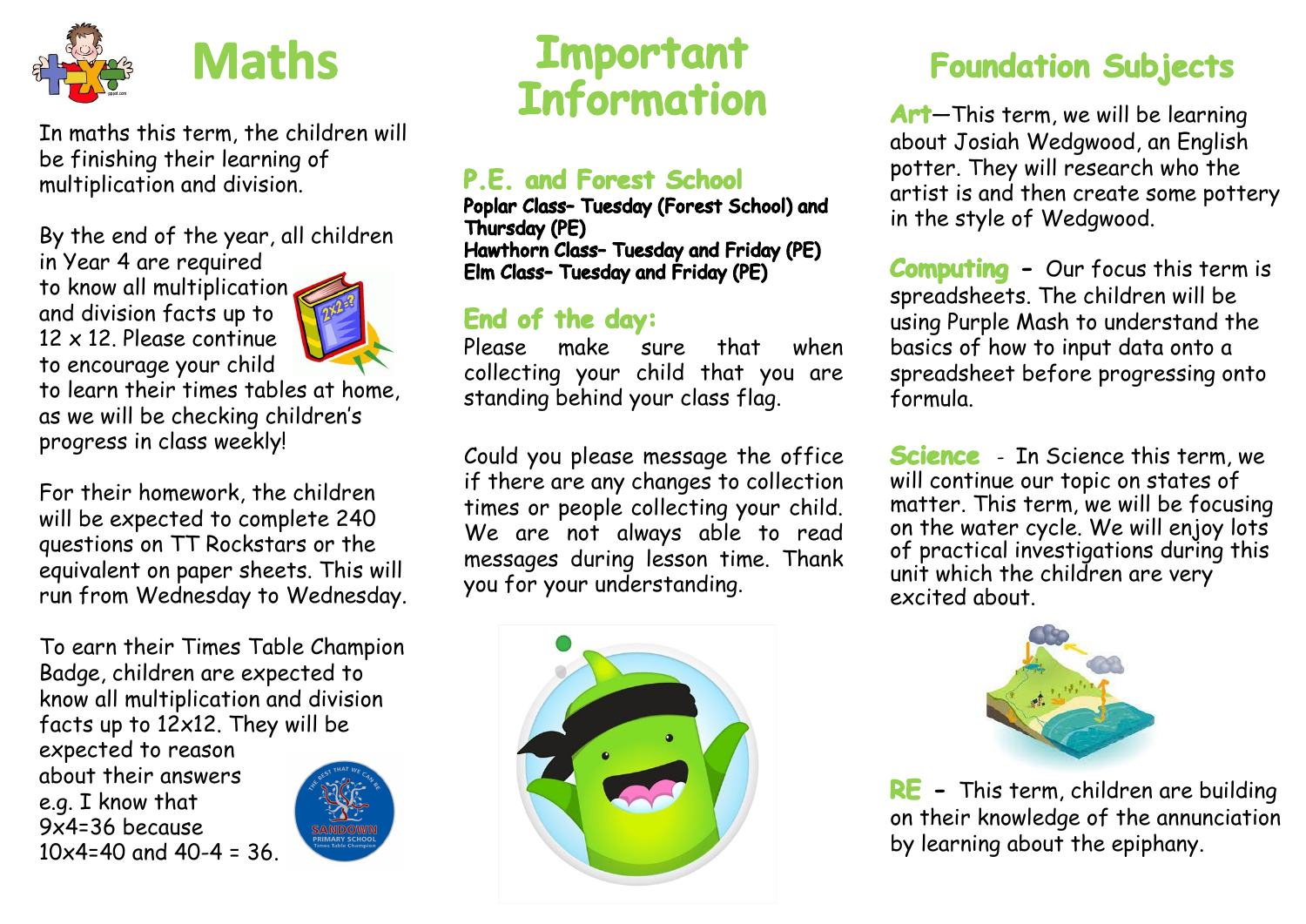# Maths

In maths this term, the children will be finishing their learning of multiplication and division.

By the end of the year, all children in Year 4 are required to know all multiplication and division facts up to 12 x 12. Please continue to encourage your child to learn their times tables at home, as we will be checking children's progress in class weekly!

For their homework, the children will be expected to complete 240 questions on TT Rockstars or the equivalent on paper sheets. This will run from Wednesday to Wednesday.

To earn their Times Table Champion Badge, children are expected to know all multiplication and division facts up to 12x12. They will be expected to reason about their answers e.g. I know that 9x4=36 because 10x4=40 and 40-4 = 36.

# Important Information

## P.E. and Forest School

**Poplar Class- Tuesday (Forest School) and Thursday (PE)**
**Hawthorn Class- Tuesday and Friday (PE)**
**Elm Class- Tuesday and Friday (PE)**

## End of the day:

Please make sure that when collecting your child that you are standing behind your class flag.

Could you please message the office if there are any changes to collection times or people collecting your child. We are not always able to read messages during lesson time. Thank you for your understanding.

# Foundation Subjects

**Art**—This term, we will be learning about Josiah Wedgwood, an English potter. They will research who the artist is and then create some pottery in the style of Wedgwood.

**Computing** - Our focus this term is spreadsheets. The children will be using Purple Mash to understand the basics of how to input data onto a spreadsheet before progressing onto formula.

**Science** - In Science this term, we will continue our topic on states of matter. This term, we will be focusing on the water cycle. We will enjoy lots of practical investigations during this unit which the children are very excited about.

**RE** - This term, children are building on their knowledge of the annunciation by learning about the epiphany.